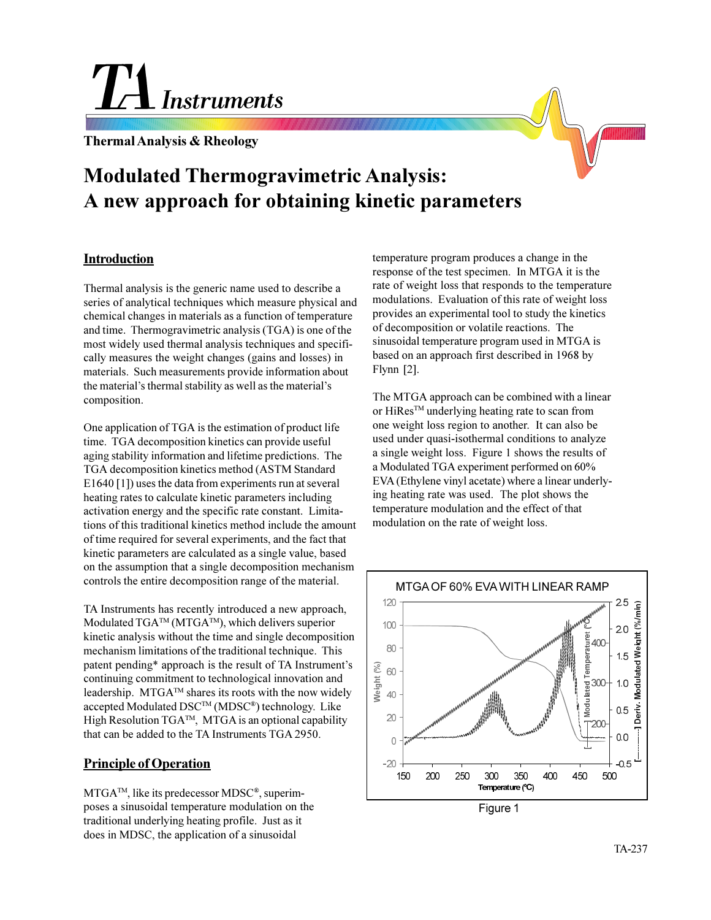# Modulated Thermogravimetric Analysis: A new approach for obtaining kinetic parameters

## Introduction

Thermal analysis is the generic name used to describe a series of analytical techniques which measure physical and chemical changes in materials as a function of temperature and time. Thermogravimetric analysis (TGA) is one of the most widely used thermal analysis techniques and specifically measures the weight changes (gains and losses) in materials. Such measurements provide information about the material's thermal stability as well as the material's composition.

One application of TGA is the estimation of product life time. TGA decomposition kinetics can provide useful aging stability information and lifetime predictions. The TGA decomposition kinetics method (ASTM Standard E1640 [1]) uses the data from experiments run at several heating rates to calculate kinetic parameters including activation energy and the specific rate constant. Limitations of this traditional kinetics method include the amount of time required for several experiments, and the fact that kinetic parameters are calculated as a single value, based on the assumption that a single decomposition mechanism controls the entire decomposition range of the material.

TA Instruments has recently introduced a new approach, Modulated TGA™ (MTGA™), which delivers superior kinetic analysis without the time and single decomposition mechanism limitations of the traditional technique. This patent pending* approach is the result of TA Instrument's continuing commitment to technological innovation and leadership. MTGA™ shares its roots with the now widely accepted Modulated DSC™ (MDSC®) technology. Like High Resolution TGA™, MTGA is an optional capability that can be added to the TA Instruments TGA 2950.

## Principle of Operation

MTGA™, like its predecessor MDSC®, superimposes a sinusoidal temperature modulation on the traditional underlying heating profile. Just as it does in MDSC, the application of a sinusoidal temperature program produces a change in the response of the test specimen. In MTGA it is the rate of weight loss that responds to the temperature modulations. Evaluation of this rate of weight loss provides an experimental tool to study the kinetics of decomposition or volatile reactions. The sinusoidal temperature program used in MTGA is based on an approach first described in 1968 by Flynn [2].

The MTGA approach can be combined with a linear or HiRes™ underlying heating rate to scan from one weight loss region to another. It can also be used under quasi-isothermal conditions to analyze a single weight loss. Figure 1 shows the results of a Modulated TGA experiment performed on 60% EVA (Ethylene vinyl acetate) where a linear underlying heating rate was used. The plot shows the temperature modulation and the effect of that modulation on the rate of weight loss.

MTGA OF 60% EVA WITH LINEAR RAMP

Figure 1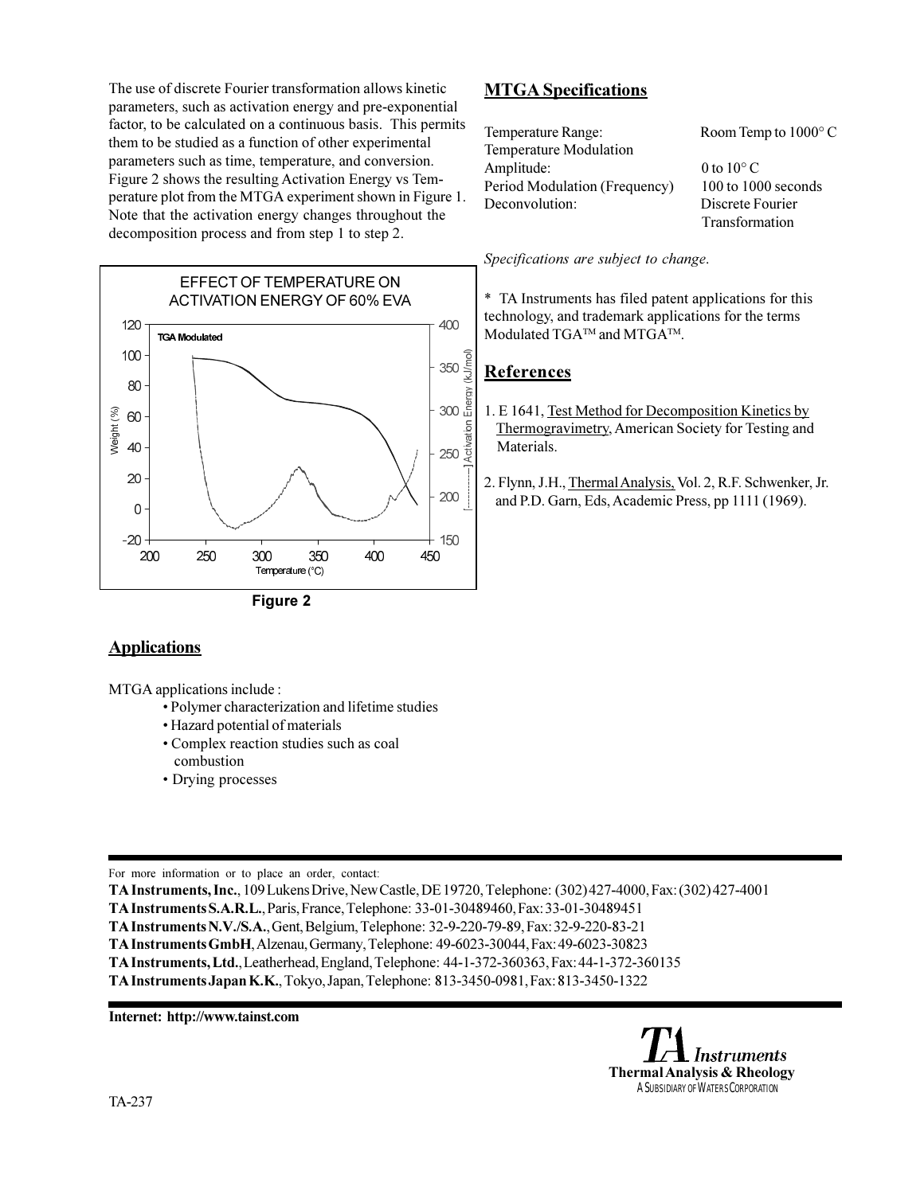The use of discrete Fourier transformation allows kinetic parameters, such as activation energy and pre-exponential factor, to be calculated on a continuous basis. This permits them to be studied as a function of other experimental parameters such as time, temperature, and conversion. Figure 2 shows the resulting Activation Energy vs Temperature plot from the MTGA experiment shown in Figure 1. Note that the activation energy changes throughout the decomposition process and from step 1 to step 2.

EFFECT OF TEMPERATURE ON ACTIVATION ENERGY OF 60% EVA

TGA Modulated

Weight (%)

120
100
80
60
40
20
0
-20

Activation Energy (kJ/mol)

400
350
300
250
200
150

200 250 300 350 400 450

Temperature (°C)

**Figure 2**

## Applications

MTGA applications include :

- Polymer characterization and lifetime studies
- Hazard potential of materials
- Complex reaction studies such as coal combustion
- Drying processes

## MTGA Specifications

| | |
|---|---|
| Temperature Range: | Room Temp to 1000° C |
| Temperature Modulation Amplitude: | 0 to 10° C |
| Period Modulation (Frequency) | 100 to 1000 seconds |
| Deconvolution: | Discrete Fourier Transformation |

*Specifications are subject to change.*

\* TA Instruments has filed patent applications for this technology, and trademark applications for the terms Modulated TGA™ and MTGA™.

## References

1. E 1641, Test Method for Decomposition Kinetics by Thermogravimetry, American Society for Testing and Materials.
2. Flynn, J.H., Thermal Analysis, Vol. 2, R.F. Schwenker, Jr. and P.D. Garn, Eds, Academic Press, pp 1111 (1969).

For more information or to place an order, contact:

**TA Instruments, Inc.**, 109 Lukens Drive, New Castle, DE 19720, Telephone: (302) 427-4000, Fax: (302) 427-4001
**TA Instruments S.A.R.L.**, Paris, France, Telephone: 33-01-30489460, Fax: 33-01-30489451
**TA Instruments N.V./S.A.**, Gent, Belgium, Telephone: 32-9-220-79-89, Fax: 32-9-220-83-21
**TA Instruments GmbH**, Alzenau, Germany, Telephone: 49-6023-30044, Fax: 49-6023-30823
**TA Instruments, Ltd.**, Leatherhead, England, Telephone: 44-1-372-360363, Fax: 44-1-372-360135
**TA Instruments Japan K.K.**, Tokyo, Japan, Telephone: 813-3450-0981, Fax: 813-3450-1322

**Internet: http://www.tainst.com**

TA Instruments
**Thermal Analysis & Rheology**
A SUBSIDIARY OF WATERS CORPORATION

TA-237